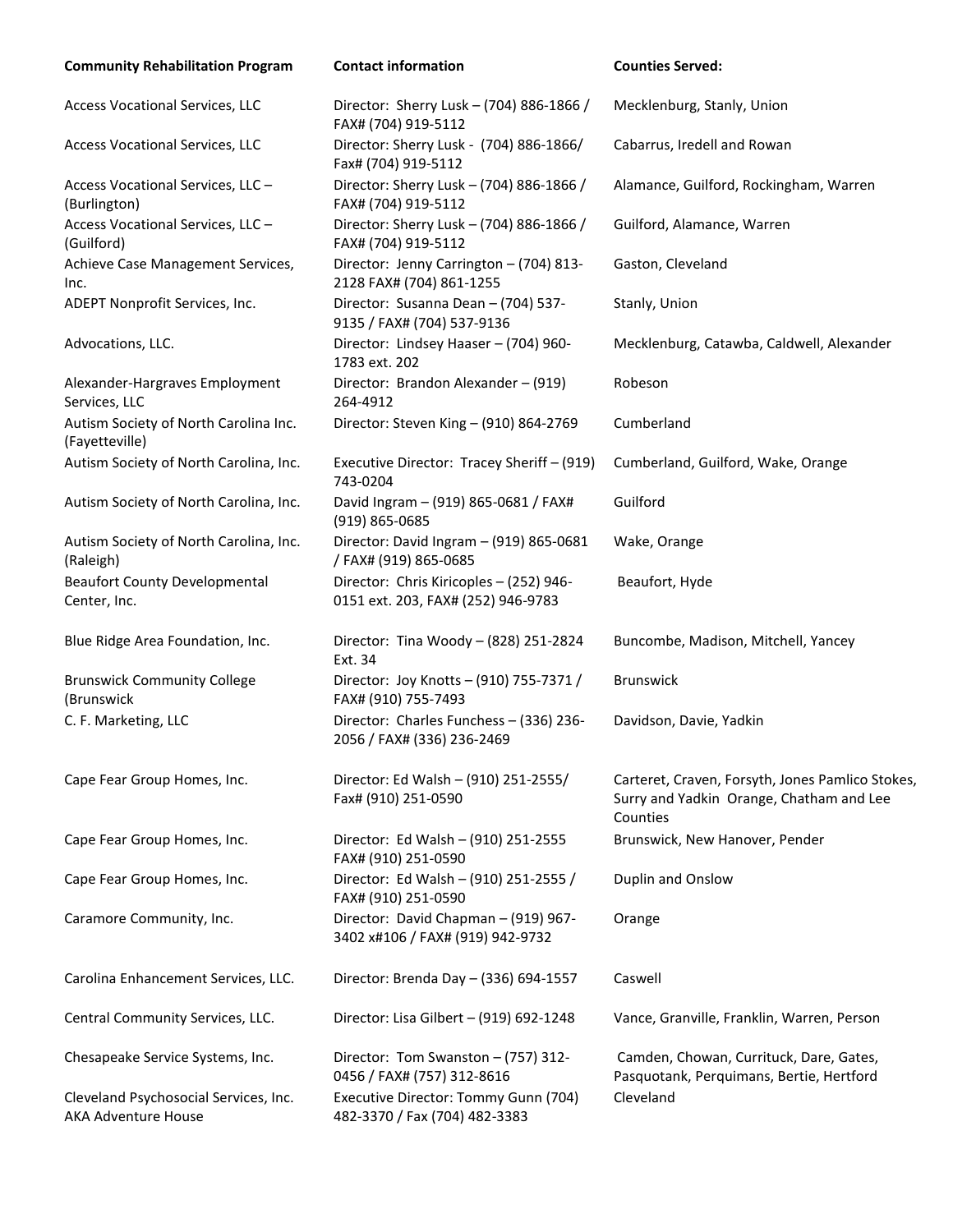| Community Rehabilitation Program | Contact information | Counties Served: |
|---|---|---|
| Access Vocational Services, LLC | Director: Sherry Lusk – (704) 886-1866 / FAX# (704) 919-5112 | Mecklenburg, Stanly, Union |
| Access Vocational Services, LLC | Director: Sherry Lusk - (704) 886-1866/ Fax# (704) 919-5112 | Cabarrus, Iredell and Rowan |
| Access Vocational Services, LLC – (Burlington) | Director: Sherry Lusk – (704) 886-1866 / FAX# (704) 919-5112 | Alamance, Guilford, Rockingham, Warren |
| Access Vocational Services, LLC – (Guilford) | Director: Sherry Lusk – (704) 886-1866 / FAX# (704) 919-5112 | Guilford, Alamance, Warren |
| Achieve Case Management Services, Inc. | Director: Jenny Carrington – (704) 813-2128 FAX# (704) 861-1255 | Gaston, Cleveland |
| ADEPT Nonprofit Services, Inc. | Director: Susanna Dean – (704) 537-9135 / FAX# (704) 537-9136 | Stanly, Union |
| Advocations, LLC. | Director: Lindsey Haaser – (704) 960-1783 ext. 202 | Mecklenburg, Catawba, Caldwell, Alexander |
| Alexander-Hargraves Employment Services, LLC | Director: Brandon Alexander – (919) 264-4912 | Robeson |
| Autism Society of North Carolina Inc. (Fayetteville) | Director: Steven King – (910) 864-2769 | Cumberland |
| Autism Society of North Carolina, Inc. | Executive Director: Tracey Sheriff – (919) 743-0204 | Cumberland, Guilford, Wake, Orange |
| Autism Society of North Carolina, Inc. | David Ingram – (919) 865-0681 / FAX# (919) 865-0685 | Guilford |
| Autism Society of North Carolina, Inc. (Raleigh) | Director: David Ingram – (919) 865-0681 / FAX# (919) 865-0685 | Wake, Orange |
| Beaufort County Developmental Center, Inc. | Director: Chris Kiricoples – (252) 946-0151 ext. 203, FAX# (252) 946-9783 | Beaufort, Hyde |
| Blue Ridge Area Foundation, Inc. | Director: Tina Woody – (828) 251-2824 Ext. 34 | Buncombe, Madison, Mitchell, Yancey |
| Brunswick Community College (Brunswick | Director: Joy Knotts – (910) 755-7371 / FAX# (910) 755-7493 | Brunswick |
| C. F. Marketing, LLC | Director: Charles Funchess – (336) 236-2056 / FAX# (336) 236-2469 | Davidson, Davie, Yadkin |
| Cape Fear Group Homes, Inc. | Director: Ed Walsh – (910) 251-2555/ Fax# (910) 251-0590 | Carteret, Craven, Forsyth, Jones Pamlico Stokes, Surry and Yadkin Orange, Chatham and Lee Counties |
| Cape Fear Group Homes, Inc. | Director: Ed Walsh – (910) 251-2555 FAX# (910) 251-0590 | Brunswick, New Hanover, Pender |
| Cape Fear Group Homes, Inc. | Director: Ed Walsh – (910) 251-2555 / FAX# (910) 251-0590 | Duplin and Onslow |
| Caramore Community, Inc. | Director: David Chapman – (919) 967-3402 x#106 / FAX# (919) 942-9732 | Orange |
| Carolina Enhancement Services, LLC. | Director: Brenda Day – (336) 694-1557 | Caswell |
| Central Community Services, LLC. | Director: Lisa Gilbert – (919) 692-1248 | Vance, Granville, Franklin, Warren, Person |
| Chesapeake Service Systems, Inc. | Director: Tom Swanston – (757) 312-0456 / FAX# (757) 312-8616 | Camden, Chowan, Currituck, Dare, Gates, Pasquotank, Perquimans, Bertie, Hertford |
| Cleveland Psychosocial Services, Inc. AKA Adventure House | Executive Director: Tommy Gunn (704) 482-3370 / Fax (704) 482-3383 | Cleveland |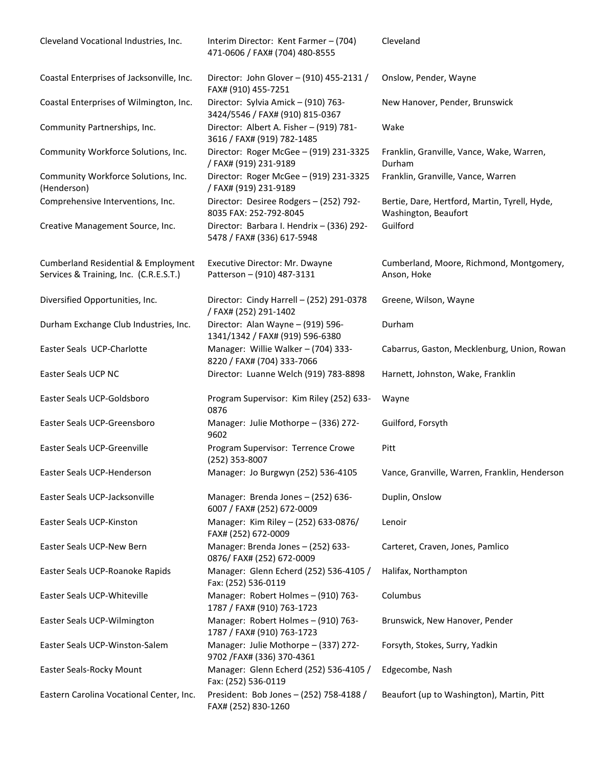| | | |
|---|---|---|
| Cleveland Vocational Industries, Inc. | Interim Director: Kent Farmer – (704) 471-0606 / FAX# (704) 480-8555 | Cleveland |
| Coastal Enterprises of Jacksonville, Inc. | Director: John Glover – (910) 455-2131 / FAX# (910) 455-7251 | Onslow, Pender, Wayne |
| Coastal Enterprises of Wilmington, Inc. | Director: Sylvia Amick – (910) 763-3424/5546 / FAX# (910) 815-0367 | New Hanover, Pender, Brunswick |
| Community Partnerships, Inc. | Director: Albert A. Fisher – (919) 781-3616 / FAX# (919) 782-1485 | Wake |
| Community Workforce Solutions, Inc. | Director: Roger McGee – (919) 231-3325 / FAX# (919) 231-9189 | Franklin, Granville, Vance, Wake, Warren, Durham |
| Community Workforce Solutions, Inc. (Henderson) | Director: Roger McGee – (919) 231-3325 / FAX# (919) 231-9189 | Franklin, Granville, Vance, Warren |
| Comprehensive Interventions, Inc. | Director: Desiree Rodgers – (252) 792-8035 FAX: 252-792-8045 | Bertie, Dare, Hertford, Martin, Tyrell, Hyde, Washington, Beaufort |
| Creative Management Source, Inc. | Director: Barbara I. Hendrix – (336) 292-5478 / FAX# (336) 617-5948 | Guilford |
| Cumberland Residential & Employment Services & Training, Inc. (C.R.E.S.T.) | Executive Director: Mr. Dwayne Patterson – (910) 487-3131 | Cumberland, Moore, Richmond, Montgomery, Anson, Hoke |
| Diversified Opportunities, Inc. | Director: Cindy Harrell – (252) 291-0378 / FAX# (252) 291-1402 | Greene, Wilson, Wayne |
| Durham Exchange Club Industries, Inc. | Director: Alan Wayne – (919) 596-1341/1342 / FAX# (919) 596-6380 | Durham |
| Easter Seals UCP-Charlotte | Manager: Willie Walker – (704) 333-8220 / FAX# (704) 333-7066 | Cabarrus, Gaston, Mecklenburg, Union, Rowan |
| Easter Seals UCP NC | Director: Luanne Welch (919) 783-8898 | Harnett, Johnston, Wake, Franklin |
| Easter Seals UCP-Goldsboro | Program Supervisor: Kim Riley (252) 633-0876 | Wayne |
| Easter Seals UCP-Greensboro | Manager: Julie Mothorpe – (336) 272-9602 | Guilford, Forsyth |
| Easter Seals UCP-Greenville | Program Supervisor: Terrence Crowe (252) 353-8007 | Pitt |
| Easter Seals UCP-Henderson | Manager: Jo Burgwyn (252) 536-4105 | Vance, Granville, Warren, Franklin, Henderson |
| Easter Seals UCP-Jacksonville | Manager: Brenda Jones – (252) 636-6007 / FAX# (252) 672-0009 | Duplin, Onslow |
| Easter Seals UCP-Kinston | Manager: Kim Riley – (252) 633-0876/ FAX# (252) 672-0009 | Lenoir |
| Easter Seals UCP-New Bern | Manager: Brenda Jones – (252) 633-0876/ FAX# (252) 672-0009 | Carteret, Craven, Jones, Pamlico |
| Easter Seals UCP-Roanoke Rapids | Manager: Glenn Echerd (252) 536-4105 / Fax: (252) 536-0119 | Halifax, Northampton |
| Easter Seals UCP-Whiteville | Manager: Robert Holmes – (910) 763-1787 / FAX# (910) 763-1723 | Columbus |
| Easter Seals UCP-Wilmington | Manager: Robert Holmes – (910) 763-1787 / FAX# (910) 763-1723 | Brunswick, New Hanover, Pender |
| Easter Seals UCP-Winston-Salem | Manager: Julie Mothorpe – (337) 272-9702 /FAX# (336) 370-4361 | Forsyth, Stokes, Surry, Yadkin |
| Easter Seals-Rocky Mount | Manager: Glenn Echerd (252) 536-4105 / Fax: (252) 536-0119 | Edgecombe, Nash |
| Eastern Carolina Vocational Center, Inc. | President: Bob Jones – (252) 758-4188 / FAX# (252) 830-1260 | Beaufort (up to Washington), Martin, Pitt |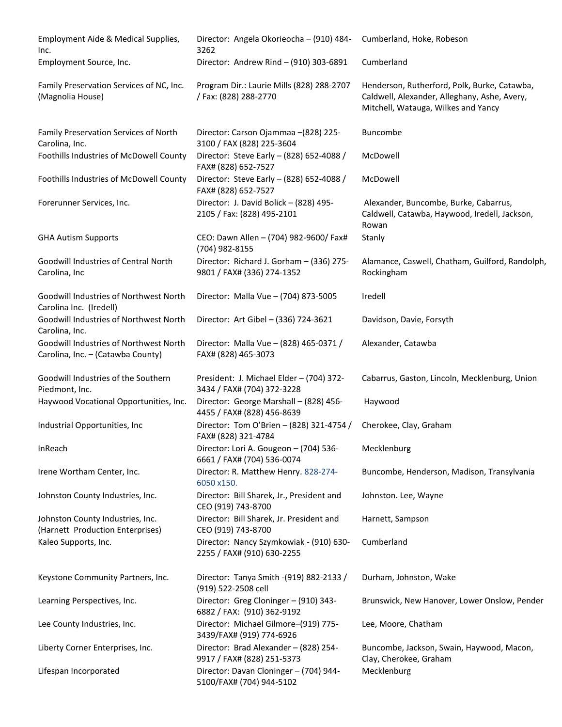| | | |
|---|---|---|
| Employment Aide & Medical Supplies, Inc. | Director: Angela Okorieocha – (910) 484-3262 | Cumberland, Hoke, Robeson |
| Employment Source, Inc. | Director: Andrew Rind – (910) 303-6891 | Cumberland |
| Family Preservation Services of NC, Inc. (Magnolia House) | Program Dir.: Laurie Mills (828) 288-2707 / Fax: (828) 288-2770 | Henderson, Rutherford, Polk, Burke, Catawba, Caldwell, Alexander, Alleghany, Ashe, Avery, Mitchell, Watauga, Wilkes and Yancy |
| Family Preservation Services of North Carolina, Inc. | Director: Carson Ojammaa –(828) 225-3100 / FAX (828) 225-3604 | Buncombe |
| Foothills Industries of McDowell County | Director: Steve Early – (828) 652-4088 / FAX# (828) 652-7527 | McDowell |
| Foothills Industries of McDowell County | Director: Steve Early – (828) 652-4088 / FAX# (828) 652-7527 | McDowell |
| Forerunner Services, Inc. | Director: J. David Bolick – (828) 495-2105 / Fax: (828) 495-2101 | Alexander, Buncombe, Burke, Cabarrus, Caldwell, Catawba, Haywood, Iredell, Jackson, Rowan |
| GHA Autism Supports | CEO: Dawn Allen – (704) 982-9600/ Fax# (704) 982-8155 | Stanly |
| Goodwill Industries of Central North Carolina, Inc | Director: Richard J. Gorham – (336) 275-9801 / FAX# (336) 274-1352 | Alamance, Caswell, Chatham, Guilford, Randolph, Rockingham |
| Goodwill Industries of Northwest North Carolina Inc. (Iredell) | Director: Malla Vue – (704) 873-5005 | Iredell |
| Goodwill Industries of Northwest North Carolina, Inc. | Director: Art Gibel – (336) 724-3621 | Davidson, Davie, Forsyth |
| Goodwill Industries of Northwest North Carolina, Inc. – (Catawba County) | Director: Malla Vue – (828) 465-0371 / FAX# (828) 465-3073 | Alexander, Catawba |
| Goodwill Industries of the Southern Piedmont, Inc. | President: J. Michael Elder – (704) 372-3434 / FAX# (704) 372-3228 | Cabarrus, Gaston, Lincoln, Mecklenburg, Union |
| Haywood Vocational Opportunities, Inc. | Director: George Marshall – (828) 456-4455 / FAX# (828) 456-8639 | Haywood |
| Industrial Opportunities, Inc | Director: Tom O'Brien – (828) 321-4754 / FAX# (828) 321-4784 | Cherokee, Clay, Graham |
| InReach | Director: Lori A. Gougeon – (704) 536-6661 / FAX# (704) 536-0074 | Mecklenburg |
| Irene Wortham Center, Inc. | Director: R. Matthew Henry. 828-274-6050 x150. | Buncombe, Henderson, Madison, Transylvania |
| Johnston County Industries, Inc. | Director: Bill Sharek, Jr., President and CEO (919) 743-8700 | Johnston. Lee, Wayne |
| Johnston County Industries, Inc. (Harnett Production Enterprises) | Director: Bill Sharek, Jr. President and CEO (919) 743-8700 | Harnett, Sampson |
| Kaleo Supports, Inc. | Director: Nancy Szymkowiak - (910) 630-2255 / FAX# (910) 630-2255 | Cumberland |
| Keystone Community Partners, Inc. | Director: Tanya Smith -(919) 882-2133 / (919) 522-2508 cell | Durham, Johnston, Wake |
| Learning Perspectives, Inc. | Director: Greg Cloninger – (910) 343-6882 / FAX: (910) 362-9192 | Brunswick, New Hanover, Lower Onslow, Pender |
| Lee County Industries, Inc. | Director: Michael Gilmore–(919) 775-3439/FAX# (919) 774-6926 | Lee, Moore, Chatham |
| Liberty Corner Enterprises, Inc. | Director: Brad Alexander – (828) 254-9917 / FAX# (828) 251-5373 | Buncombe, Jackson, Swain, Haywood, Macon, Clay, Cherokee, Graham |
| Lifespan Incorporated | Director: Davan Cloninger – (704) 944-5100/FAX# (704) 944-5102 | Mecklenburg |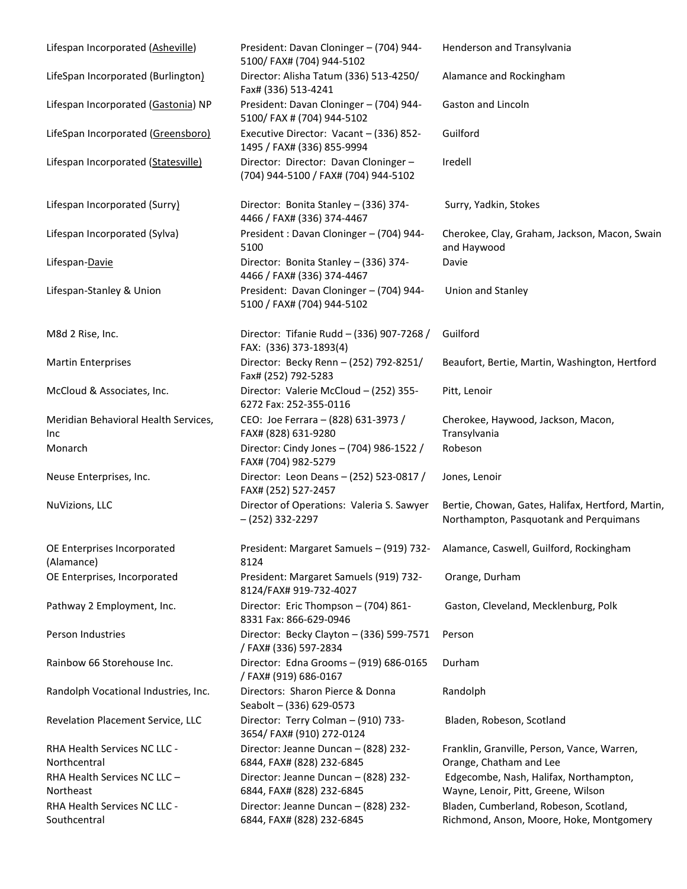| | | |
|---|---|---|
| Lifespan Incorporated (Asheville) | President: Davan Cloninger – (704) 944-5100/ FAX# (704) 944-5102 | Henderson and Transylvania |
| LifeSpan Incorporated (Burlington) | Director: Alisha Tatum (336) 513-4250/ Fax# (336) 513-4241 | Alamance and Rockingham |
| Lifespan Incorporated (Gastonia) NP | President: Davan Cloninger – (704) 944-5100/ FAX # (704) 944-5102 | Gaston and Lincoln |
| LifeSpan Incorporated (Greensboro) | Executive Director: Vacant – (336) 852-1495 / FAX# (336) 855-9994 | Guilford |
| Lifespan Incorporated (Statesville) | Director: Director: Davan Cloninger – (704) 944-5100 / FAX# (704) 944-5102 | Iredell |
| Lifespan Incorporated (Surry) | Director: Bonita Stanley – (336) 374-4466 / FAX# (336) 374-4467 | Surry, Yadkin, Stokes |
| Lifespan Incorporated (Sylva) | President : Davan Cloninger – (704) 944-5100 | Cherokee, Clay, Graham, Jackson, Macon, Swain and Haywood |
| Lifespan-Davie | Director: Bonita Stanley – (336) 374-4466 / FAX# (336) 374-4467 | Davie |
| Lifespan-Stanley & Union | President: Davan Cloninger – (704) 944-5100 / FAX# (704) 944-5102 | Union and Stanley |
| M8d 2 Rise, Inc. | Director: Tifanie Rudd – (336) 907-7268 / FAX: (336) 373-1893(4) | Guilford |
| Martin Enterprises | Director: Becky Renn – (252) 792-8251/ Fax# (252) 792-5283 | Beaufort, Bertie, Martin, Washington, Hertford |
| McCloud & Associates, Inc. | Director: Valerie McCloud – (252) 355-6272 Fax: 252-355-0116 | Pitt, Lenoir |
| Meridian Behavioral Health Services, Inc | CEO: Joe Ferrara – (828) 631-3973 / FAX# (828) 631-9280 | Cherokee, Haywood, Jackson, Macon, Transylvania |
| Monarch | Director: Cindy Jones – (704) 986-1522 / FAX# (704) 982-5279 | Robeson |
| Neuse Enterprises, Inc. | Director: Leon Deans – (252) 523-0817 / FAX# (252) 527-2457 | Jones, Lenoir |
| NuVizions, LLC | Director of Operations: Valeria S. Sawyer – (252) 332-2297 | Bertie, Chowan, Gates, Halifax, Hertford, Martin, Northampton, Pasquotank and Perquimans |
| OE Enterprises Incorporated (Alamance) | President: Margaret Samuels – (919) 732-8124 | Alamance, Caswell, Guilford, Rockingham |
| OE Enterprises, Incorporated | President: Margaret Samuels (919) 732-8124/FAX# 919-732-4027 | Orange, Durham |
| Pathway 2 Employment, Inc. | Director: Eric Thompson – (704) 861-8331 Fax: 866-629-0946 | Gaston, Cleveland, Mecklenburg, Polk |
| Person Industries | Director: Becky Clayton – (336) 599-7571 / FAX# (336) 597-2834 | Person |
| Rainbow 66 Storehouse Inc. | Director: Edna Grooms – (919) 686-0165 / FAX# (919) 686-0167 | Durham |
| Randolph Vocational Industries, Inc. | Directors: Sharon Pierce & Donna Seabolt – (336) 629-0573 | Randolph |
| Revelation Placement Service, LLC | Director: Terry Colman – (910) 733-3654/ FAX# (910) 272-0124 | Bladen, Robeson, Scotland |
| RHA Health Services NC LLC - Northcentral | Director: Jeanne Duncan – (828) 232-6844, FAX# (828) 232-6845 | Franklin, Granville, Person, Vance, Warren, Orange, Chatham and Lee |
| RHA Health Services NC LLC – Northeast | Director: Jeanne Duncan – (828) 232-6844, FAX# (828) 232-6845 | Edgecombe, Nash, Halifax, Northampton, Wayne, Lenoir, Pitt, Greene, Wilson |
| RHA Health Services NC LLC - Southcentral | Director: Jeanne Duncan – (828) 232-6844, FAX# (828) 232-6845 | Bladen, Cumberland, Robeson, Scotland, Richmond, Anson, Moore, Hoke, Montgomery |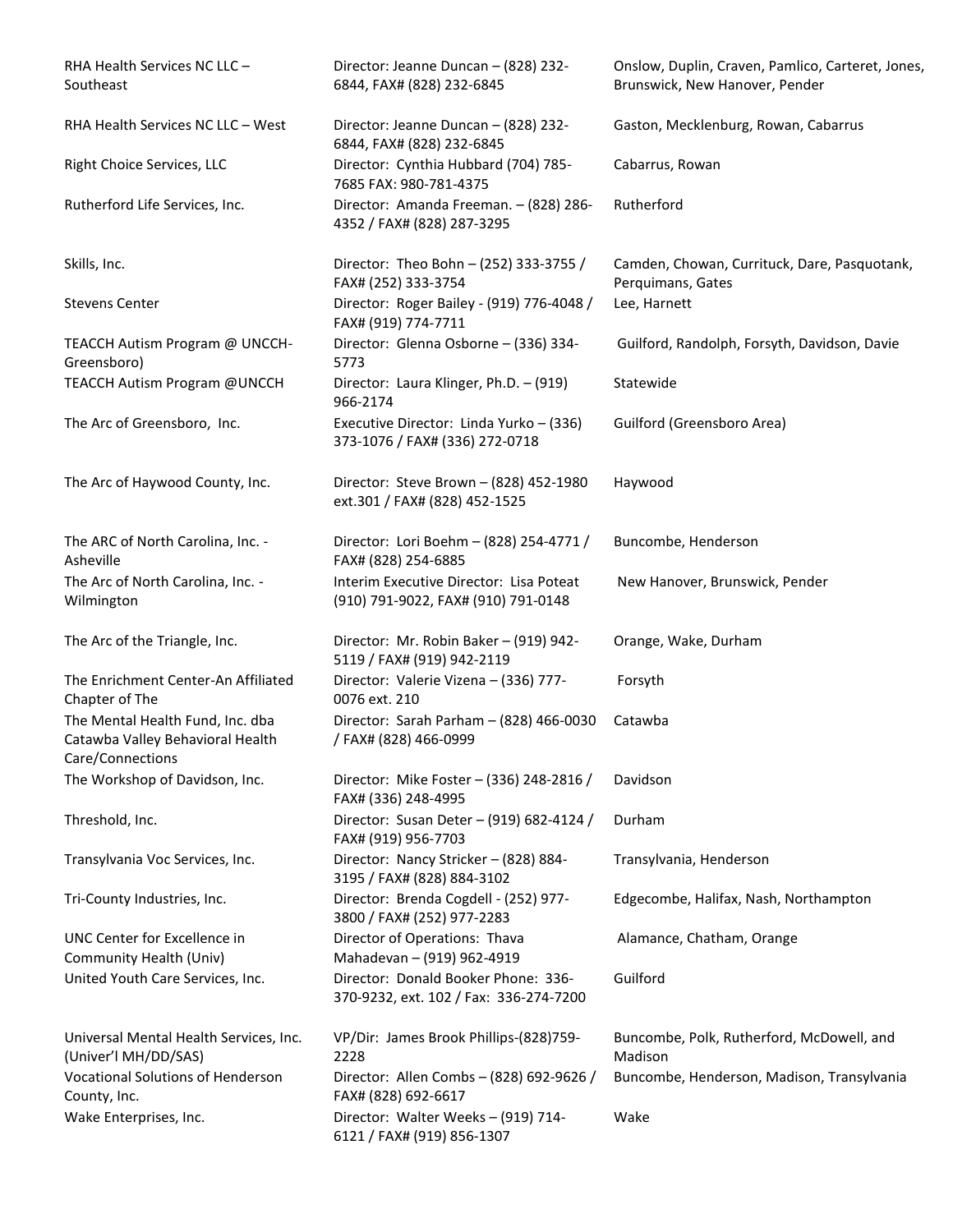| | | |
|---|---|---|
| RHA Health Services NC LLC – Southeast | Director: Jeanne Duncan – (828) 232-6844, FAX# (828) 232-6845 | Onslow, Duplin, Craven, Pamlico, Carteret, Jones, Brunswick, New Hanover, Pender |
| RHA Health Services NC LLC – West | Director: Jeanne Duncan – (828) 232-6844, FAX# (828) 232-6845 | Gaston, Mecklenburg, Rowan, Cabarrus |
| Right Choice Services, LLC | Director: Cynthia Hubbard (704) 785-7685 FAX: 980-781-4375 | Cabarrus, Rowan |
| Rutherford Life Services, Inc. | Director: Amanda Freeman. – (828) 286-4352 / FAX# (828) 287-3295 | Rutherford |
| Skills, Inc. | Director: Theo Bohn – (252) 333-3755 / FAX# (252) 333-3754 | Camden, Chowan, Currituck, Dare, Pasquotank, Perquimans, Gates |
| Stevens Center | Director: Roger Bailey - (919) 776-4048 / FAX# (919) 774-7711 | Lee, Harnett |
| TEACCH Autism Program @ UNCCH-Greensboro) | Director: Glenna Osborne – (336) 334-5773 | Guilford, Randolph, Forsyth, Davidson, Davie |
| TEACCH Autism Program @UNCCH | Director: Laura Klinger, Ph.D. – (919) 966-2174 | Statewide |
| The Arc of Greensboro, Inc. | Executive Director: Linda Yurko – (336) 373-1076 / FAX# (336) 272-0718 | Guilford (Greensboro Area) |
| The Arc of Haywood County, Inc. | Director: Steve Brown – (828) 452-1980 ext.301 / FAX# (828) 452-1525 | Haywood |
| The ARC of North Carolina, Inc. - Asheville | Director: Lori Boehm – (828) 254-4771 / FAX# (828) 254-6885 | Buncombe, Henderson |
| The Arc of North Carolina, Inc. - Wilmington | Interim Executive Director: Lisa Poteat (910) 791-9022, FAX# (910) 791-0148 | New Hanover, Brunswick, Pender |
| The Arc of the Triangle, Inc. | Director: Mr. Robin Baker – (919) 942-5119 / FAX# (919) 942-2119 | Orange, Wake, Durham |
| The Enrichment Center-An Affiliated Chapter of The | Director: Valerie Vizena – (336) 777-0076 ext. 210 | Forsyth |
| The Mental Health Fund, Inc. dba Catawba Valley Behavioral Health Care/Connections | Director: Sarah Parham – (828) 466-0030 / FAX# (828) 466-0999 | Catawba |
| The Workshop of Davidson, Inc. | Director: Mike Foster – (336) 248-2816 / FAX# (336) 248-4995 | Davidson |
| Threshold, Inc. | Director: Susan Deter – (919) 682-4124 / FAX# (919) 956-7703 | Durham |
| Transylvania Voc Services, Inc. | Director: Nancy Stricker – (828) 884-3195 / FAX# (828) 884-3102 | Transylvania, Henderson |
| Tri-County Industries, Inc. | Director: Brenda Cogdell - (252) 977-3800 / FAX# (252) 977-2283 | Edgecombe, Halifax, Nash, Northampton |
| UNC Center for Excellence in Community Health (Univ) | Director of Operations: Thava Mahadevan – (919) 962-4919 | Alamance, Chatham, Orange |
| United Youth Care Services, Inc. | Director: Donald Booker Phone: 336-370-9232, ext. 102 / Fax: 336-274-7200 | Guilford |
| Universal Mental Health Services, Inc. (Univer'l MH/DD/SAS) | VP/Dir: James Brook Phillips-(828)759-2228 | Buncombe, Polk, Rutherford, McDowell, and Madison |
| Vocational Solutions of Henderson County, Inc. | Director: Allen Combs – (828) 692-9626 / FAX# (828) 692-6617 | Buncombe, Henderson, Madison, Transylvania |
| Wake Enterprises, Inc. | Director: Walter Weeks – (919) 714-6121 / FAX# (919) 856-1307 | Wake |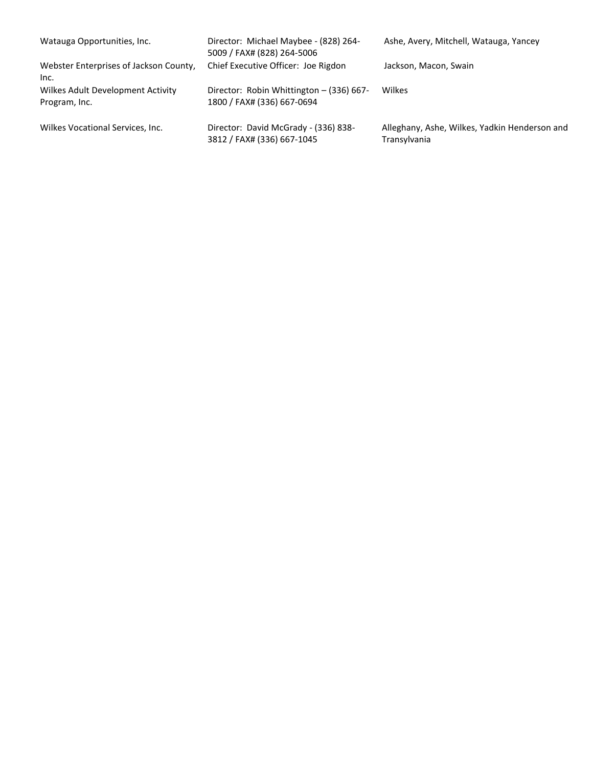| | | |
|---|---|---|
| Watauga Opportunities, Inc. | Director: Michael Maybee - (828) 264-5009 / FAX# (828) 264-5006 | Ashe, Avery, Mitchell, Watauga, Yancey |
| Webster Enterprises of Jackson County, Inc. | Chief Executive Officer: Joe Rigdon | Jackson, Macon, Swain |
| Wilkes Adult Development Activity Program, Inc. | Director: Robin Whittington – (336) 667-1800 / FAX# (336) 667-0694 | Wilkes |
| Wilkes Vocational Services, Inc. | Director: David McGrady - (336) 838-3812 / FAX# (336) 667-1045 | Alleghany, Ashe, Wilkes, Yadkin Henderson and Transylvania |